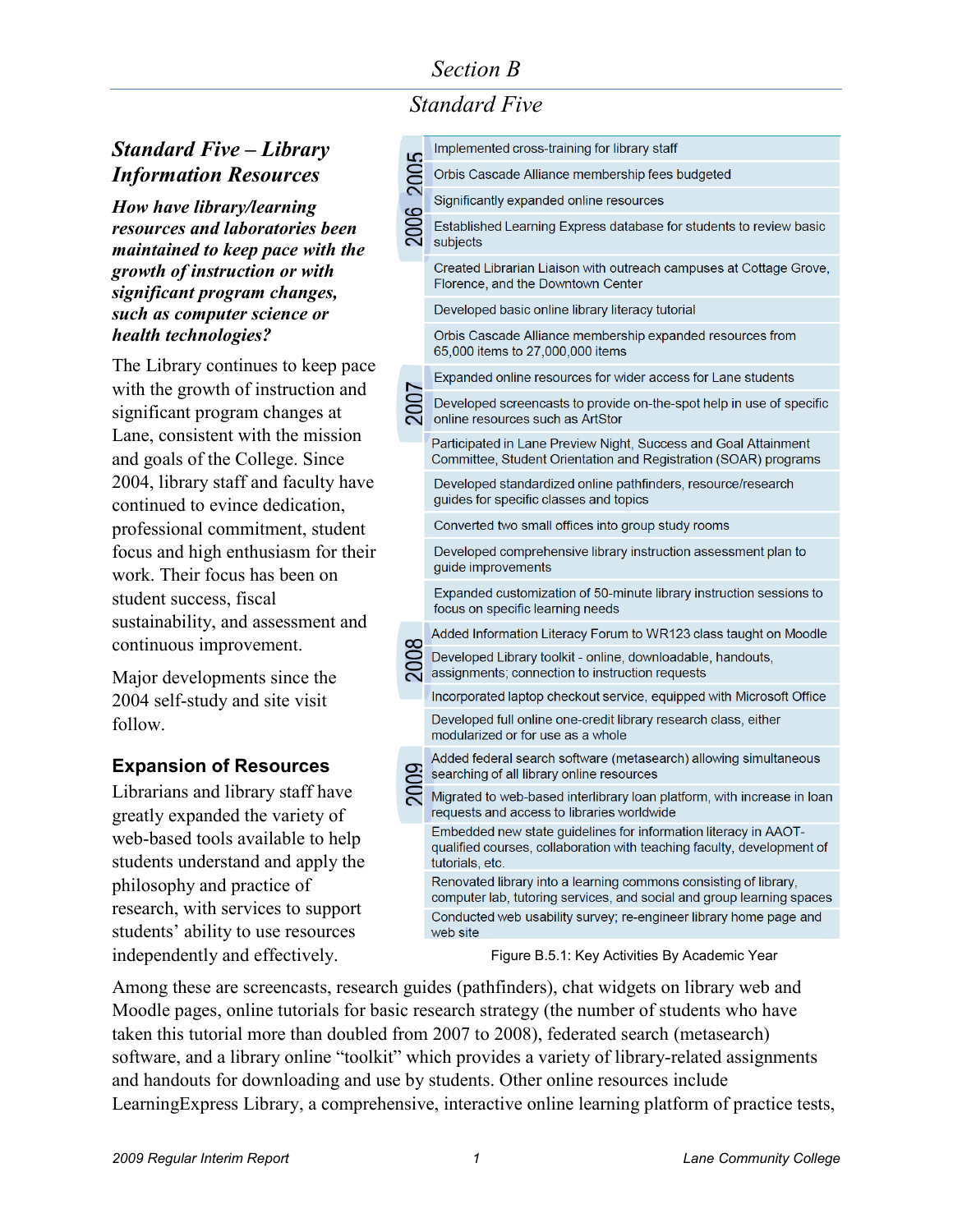# Section B

## Standard Five

### *Standard Five – Library Information Resources*

***How have library/learning resources and laboratories been maintained to keep pace with the growth of instruction or with significant program changes, such as computer science or health technologies?***

The Library continues to keep pace with the growth of instruction and significant program changes at Lane, consistent with the mission and goals of the College. Since 2004, library staff and faculty have continued to evince dedication, professional commitment, student focus and high enthusiasm for their work. Their focus has been on student success, fiscal sustainability, and assessment and continuous improvement.

Major developments since the 2004 self-study and site visit follow.

| Year | Activity |
| --- | --- |
| 2005–2006 | Implemented cross-training for library staff |
| | Orbis Cascade Alliance membership fees budgeted |
| | Significantly expanded online resources |
| | Established Learning Express database for students to review basic subjects |
| | Created Librarian Liaison with outreach campuses at Cottage Grove, Florence, and the Downtown Center |
| | Developed basic online library literacy tutorial |
| | Orbis Cascade Alliance membership expanded resources from 65,000 items to 27,000,000 items |
| 2007 | Expanded online resources for wider access for Lane students |
| | Developed screencasts to provide on-the-spot help in use of specific online resources such as ArtStor |
| | Participated in Lane Preview Night, Success and Goal Attainment Committee, Student Orientation and Registration (SOAR) programs |
| | Developed standardized online pathfinders, resource/research guides for specific classes and topics |
| | Converted two small offices into group study rooms |
| | Developed comprehensive library instruction assessment plan to guide improvements |
| | Expanded customization of 50-minute library instruction sessions to focus on specific learning needs |
| 2008 | Added Information Literacy Forum to WR123 class taught on Moodle |
| | Developed Library toolkit - online, downloadable, handouts, assignments; connection to instruction requests |
| | Incorporated laptop checkout service, equipped with Microsoft Office |
| | Developed full online one-credit library research class, either modularized or for use as a whole |
| 2009 | Added federal search software (metasearch) allowing simultaneous searching of all library online resources |
| | Migrated to web-based interlibrary loan platform, with increase in loan requests and access to libraries worldwide |
| | Embedded new state guidelines for information literacy in AAOT-qualified courses, collaboration with teaching faculty, development of tutorials, etc. |
| | Renovated library into a learning commons consisting of library, computer lab, tutoring services, and social and group learning spaces |
| | Conducted web usability survey; re-engineer library home page and web site |

Figure B.5.1: Key Activities By Academic Year

### Expansion of Resources

Librarians and library staff have greatly expanded the variety of web-based tools available to help students understand and apply the philosophy and practice of research, with services to support students' ability to use resources independently and effectively. Among these are screencasts, research guides (pathfinders), chat widgets on library web and Moodle pages, online tutorials for basic research strategy (the number of students who have taken this tutorial more than doubled from 2007 to 2008), federated search (metasearch) software, and a library online "toolkit" which provides a variety of library-related assignments and handouts for downloading and use by students. Other online resources include LearningExpress Library, a comprehensive, interactive online learning platform of practice tests,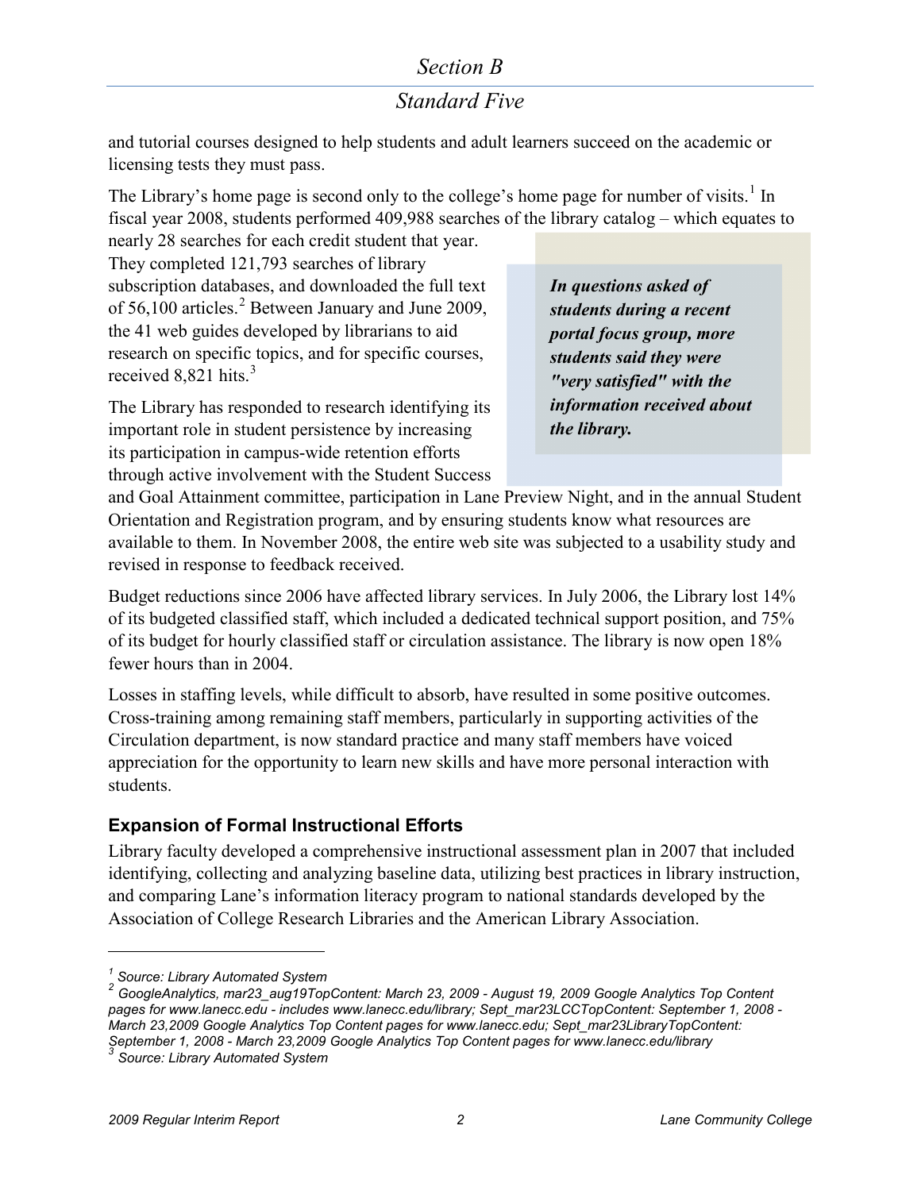and tutorial courses designed to help students and adult learners succeed on the academic or licensing tests they must pass.

The Library's home page is second only to the college's home page for number of visits.[1] In fiscal year 2008, students performed 409,988 searches of the library catalog – which equates to nearly 28 searches for each credit student that year. They completed 121,793 searches of library subscription databases, and downloaded the full text of 56,100 articles.[2] Between January and June 2009, the 41 web guides developed by librarians to aid research on specific topics, and for specific courses, received 8,821 hits.[3]

> ***In questions asked of students during a recent portal focus group, more students said they were "very satisfied" with the information received about the library.***

The Library has responded to research identifying its important role in student persistence by increasing its participation in campus-wide retention efforts through active involvement with the Student Success and Goal Attainment committee, participation in Lane Preview Night, and in the annual Student Orientation and Registration program, and by ensuring students know what resources are available to them. In November 2008, the entire web site was subjected to a usability study and revised in response to feedback received.

Budget reductions since 2006 have affected library services. In July 2006, the Library lost 14% of its budgeted classified staff, which included a dedicated technical support position, and 75% of its budget for hourly classified staff or circulation assistance. The library is now open 18% fewer hours than in 2004.

Losses in staffing levels, while difficult to absorb, have resulted in some positive outcomes. Cross-training among remaining staff members, particularly in supporting activities of the Circulation department, is now standard practice and many staff members have voiced appreciation for the opportunity to learn new skills and have more personal interaction with students.

### Expansion of Formal Instructional Efforts

Library faculty developed a comprehensive instructional assessment plan in 2007 that included identifying, collecting and analyzing baseline data, utilizing best practices in library instruction, and comparing Lane's information literacy program to national standards developed by the Association of College Research Libraries and the American Library Association.

---

[1] *Source: Library Automated System*

[2] *GoogleAnalytics, mar23_aug19TopContent: March 23, 2009 - August 19, 2009 Google Analytics Top Content pages for www.lanecc.edu - includes www.lanecc.edu/library; Sept_mar23LCCTopContent: September 1, 2008 - March 23,2009 Google Analytics Top Content pages for www.lanecc.edu; Sept_mar23LibraryTopContent: September 1, 2008 - March 23,2009 Google Analytics Top Content pages for www.lanecc.edu/library*

[3] *Source: Library Automated System*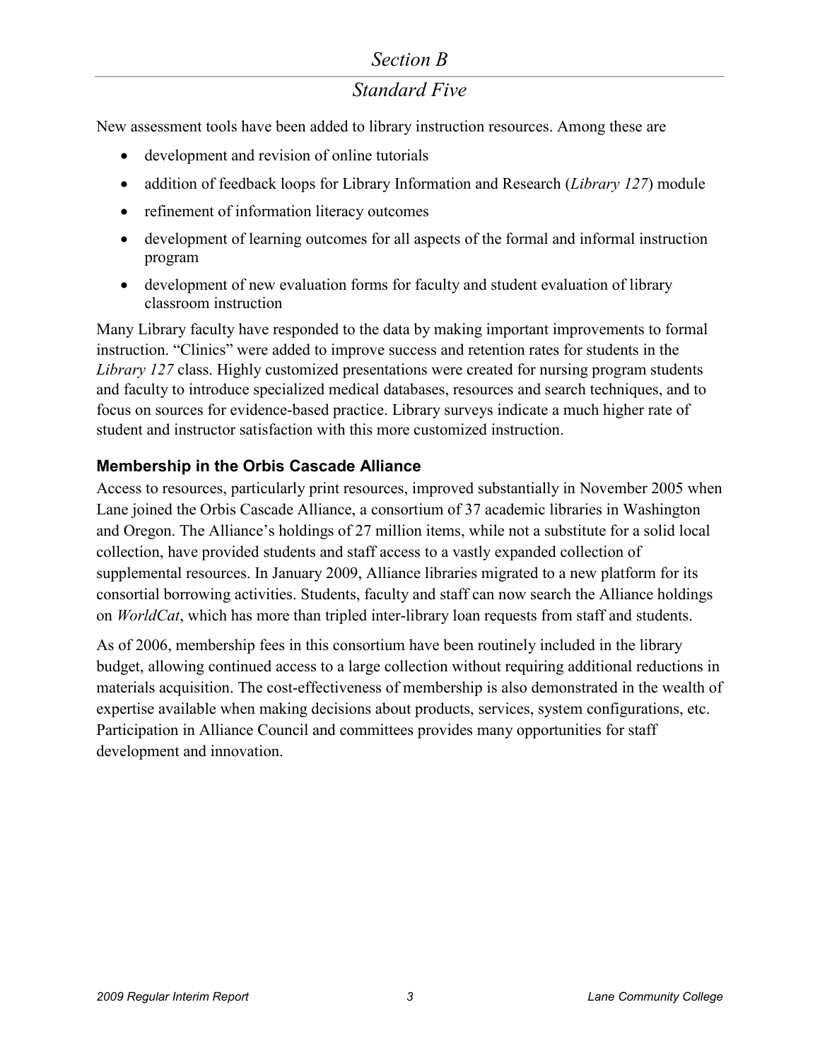*Section B*

*Standard Five*

New assessment tools have been added to library instruction resources. Among these are

- development and revision of online tutorials
- addition of feedback loops for Library Information and Research (*Library 127*) module
- refinement of information literacy outcomes
- development of learning outcomes for all aspects of the formal and informal instruction program
- development of new evaluation forms for faculty and student evaluation of library classroom instruction

Many Library faculty have responded to the data by making important improvements to formal instruction. "Clinics" were added to improve success and retention rates for students in the *Library 127* class. Highly customized presentations were created for nursing program students and faculty to introduce specialized medical databases, resources and search techniques, and to focus on sources for evidence-based practice. Library surveys indicate a much higher rate of student and instructor satisfaction with this more customized instruction.

### Membership in the Orbis Cascade Alliance

Access to resources, particularly print resources, improved substantially in November 2005 when Lane joined the Orbis Cascade Alliance, a consortium of 37 academic libraries in Washington and Oregon. The Alliance's holdings of 27 million items, while not a substitute for a solid local collection, have provided students and staff access to a vastly expanded collection of supplemental resources. In January 2009, Alliance libraries migrated to a new platform for its consortial borrowing activities. Students, faculty and staff can now search the Alliance holdings on *WorldCat*, which has more than tripled inter-library loan requests from staff and students.

As of 2006, membership fees in this consortium have been routinely included in the library budget, allowing continued access to a large collection without requiring additional reductions in materials acquisition. The cost-effectiveness of membership is also demonstrated in the wealth of expertise available when making decisions about products, services, system configurations, etc. Participation in Alliance Council and committees provides many opportunities for staff development and innovation.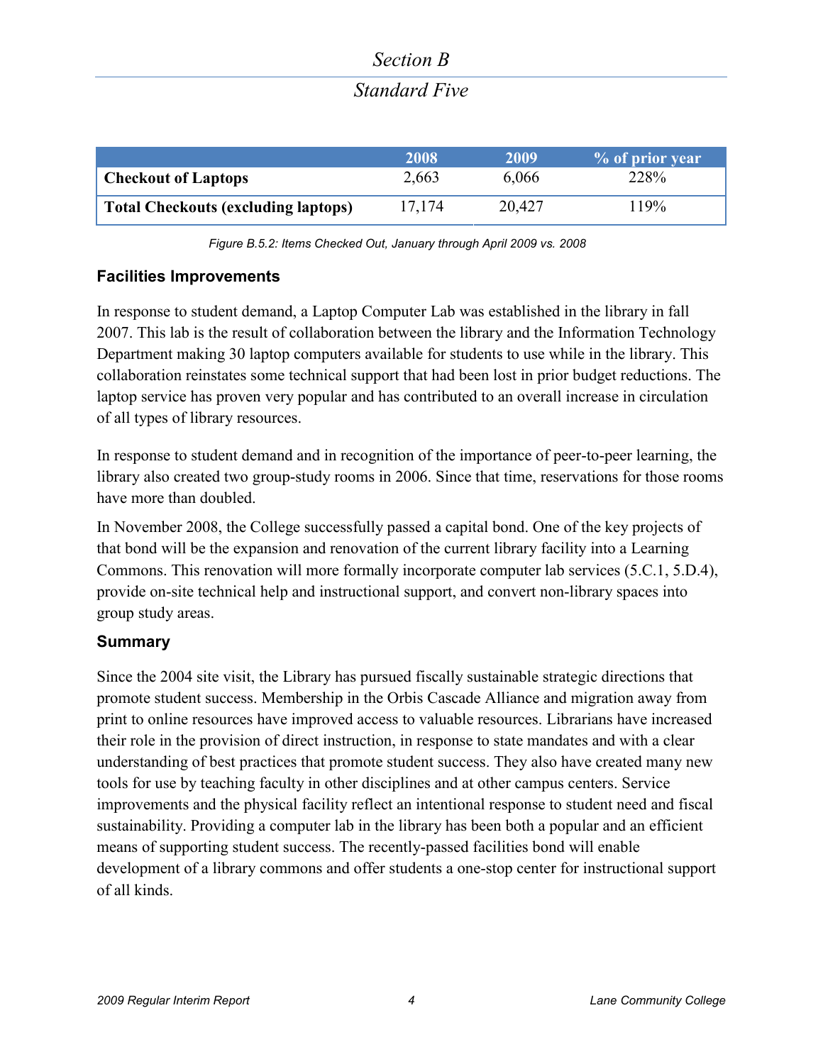| | 2008 | 2009 | % of prior year |
|---|---|---|---|
| **Checkout of Laptops** | 2,663 | 6,066 | 228% |
| **Total Checkouts (excluding laptops)** | 17,174 | 20,427 | 119% |

*Figure B.5.2: Items Checked Out, January through April 2009 vs. 2008*

## Facilities Improvements

In response to student demand, a Laptop Computer Lab was established in the library in fall 2007. This lab is the result of collaboration between the library and the Information Technology Department making 30 laptop computers available for students to use while in the library. This collaboration reinstates some technical support that had been lost in prior budget reductions. The laptop service has proven very popular and has contributed to an overall increase in circulation of all types of library resources.

In response to student demand and in recognition of the importance of peer-to-peer learning, the library also created two group-study rooms in 2006. Since that time, reservations for those rooms have more than doubled.

In November 2008, the College successfully passed a capital bond. One of the key projects of that bond will be the expansion and renovation of the current library facility into a Learning Commons. This renovation will more formally incorporate computer lab services (5.C.1, 5.D.4), provide on-site technical help and instructional support, and convert non-library spaces into group study areas.

## Summary

Since the 2004 site visit, the Library has pursued fiscally sustainable strategic directions that promote student success. Membership in the Orbis Cascade Alliance and migration away from print to online resources have improved access to valuable resources. Librarians have increased their role in the provision of direct instruction, in response to state mandates and with a clear understanding of best practices that promote student success. They also have created many new tools for use by teaching faculty in other disciplines and at other campus centers. Service improvements and the physical facility reflect an intentional response to student need and fiscal sustainability. Providing a computer lab in the library has been both a popular and an efficient means of supporting student success. The recently-passed facilities bond will enable development of a library commons and offer students a one-stop center for instructional support of all kinds.